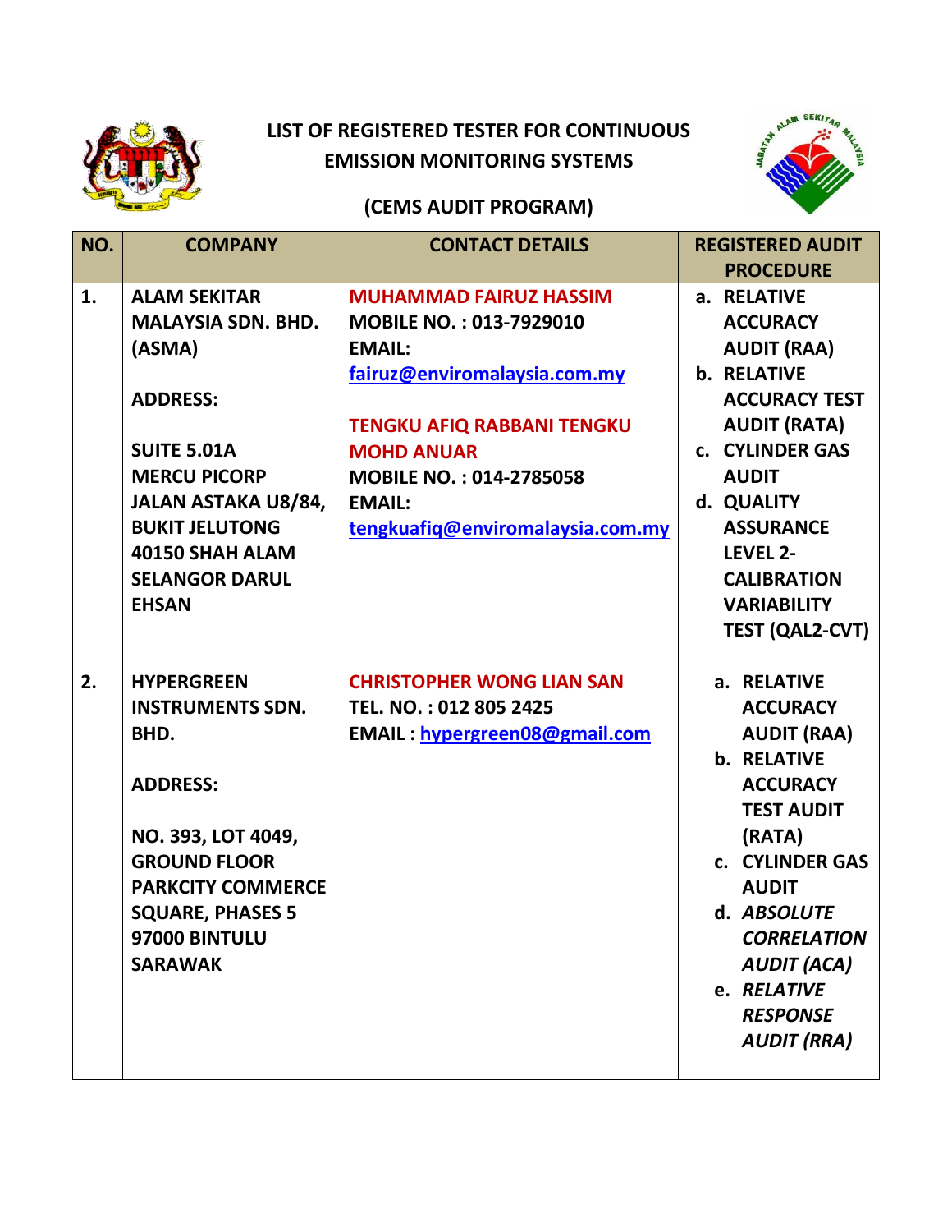# LIST OF REGISTERED TESTER FOR CONTINUOUS EMISSION MONITORING SYSTEMS

## (CEMS AUDIT PROGRAM)

| NO. | COMPANY | CONTACT DETAILS | REGISTERED AUDIT PROCEDURE |
|---|---|---|---|
| 1. | **ALAM SEKITAR MALAYSIA SDN. BHD. (ASMA)**<br><br>**ADDRESS:**<br><br>SUITE 5.01A<br>MERCU PICORP<br>JALAN ASTAKA U8/84,<br>BUKIT JELUTONG<br>40150 SHAH ALAM<br>SELANGOR DARUL EHSAN | **MUHAMMAD FAIRUZ HASSIM**<br>MOBILE NO. : 013-7929010<br>EMAIL:<br>fairuz@enviromalaysia.com.my<br><br>**TENGKU AFIQ RABBANI TENGKU MOHD ANUAR**<br>MOBILE NO. : 014-2785058<br>EMAIL:<br>tengkuafiq@enviromalaysia.com.my | a. RELATIVE ACCURACY AUDIT (RAA)<br>b. RELATIVE ACCURACY TEST AUDIT (RATA)<br>c. CYLINDER GAS AUDIT<br>d. QUALITY ASSURANCE LEVEL 2- CALIBRATION VARIABILITY TEST (QAL2-CVT) |
| 2. | **HYPERGREEN INSTRUMENTS SDN. BHD.**<br><br>**ADDRESS:**<br><br>NO. 393, LOT 4049,<br>GROUND FLOOR<br>PARKCITY COMMERCE SQUARE, PHASES 5<br>97000 BINTULU<br>SARAWAK | **CHRISTOPHER WONG LIAN SAN**<br>TEL. NO. : 012 805 2425<br>EMAIL : hypergreen08@gmail.com | a. RELATIVE ACCURACY AUDIT (RAA)<br>b. RELATIVE ACCURACY TEST AUDIT (RATA)<br>c. CYLINDER GAS AUDIT<br>d. *ABSOLUTE CORRELATION AUDIT (ACA)*<br>e. *RELATIVE RESPONSE AUDIT (RRA)* |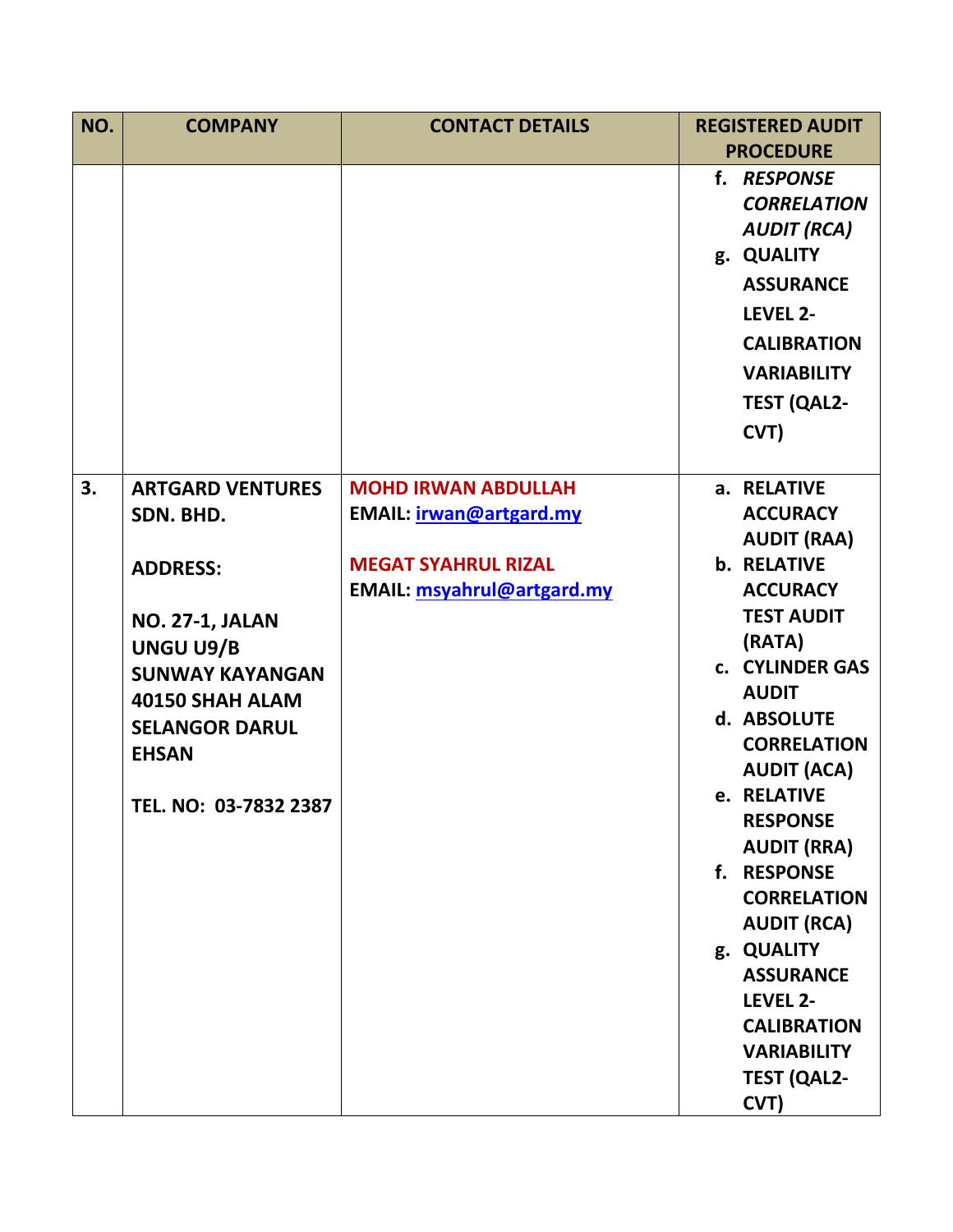| NO. | COMPANY | CONTACT DETAILS | REGISTERED AUDIT PROCEDURE |
|---|---|---|---|
| | | | f. ***RESPONSE CORRELATION AUDIT (RCA)***<br>g. **QUALITY ASSURANCE LEVEL 2- CALIBRATION VARIABILITY TEST (QAL2-CVT)** |
| **3.** | **ARTGARD VENTURES SDN. BHD.**<br><br>**ADDRESS:**<br><br>**NO. 27-1, JALAN UNGU U9/B SUNWAY KAYANGAN 40150 SHAH ALAM SELANGOR DARUL EHSAN**<br><br>**TEL. NO: 03-7832 2387** | **MOHD IRWAN ABDULLAH**<br>**EMAIL: irwan@artgard.my**<br><br>**MEGAT SYAHRUL RIZAL**<br>**EMAIL: msyahrul@artgard.my** | a. **RELATIVE ACCURACY AUDIT (RAA)**<br>b. **RELATIVE ACCURACY TEST AUDIT (RATA)**<br>c. **CYLINDER GAS AUDIT**<br>d. **ABSOLUTE CORRELATION AUDIT (ACA)**<br>e. **RELATIVE RESPONSE AUDIT (RRA)**<br>f. **RESPONSE CORRELATION AUDIT (RCA)**<br>g. **QUALITY ASSURANCE LEVEL 2- CALIBRATION VARIABILITY TEST (QAL2-CVT)** |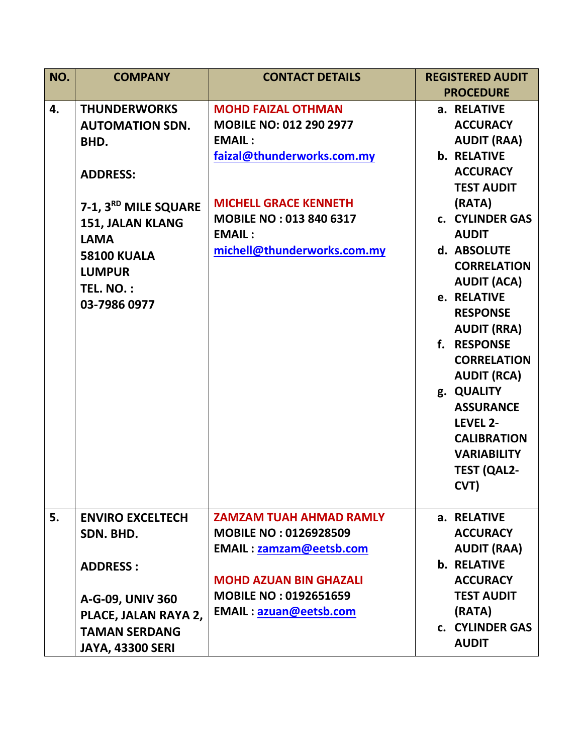| NO. | COMPANY | CONTACT DETAILS | REGISTERED AUDIT PROCEDURE |
| --- | --- | --- | --- |
| 4. | **THUNDERWORKS AUTOMATION SDN. BHD.**<br><br>**ADDRESS:**<br><br>**7-1, 3RD MILE SQUARE 151, JALAN KLANG LAMA 58100 KUALA LUMPUR**<br>**TEL. NO. :**<br>**03-7986 0977** | **MOHD FAIZAL OTHMAN**<br>**MOBILE NO: 012 290 2977**<br>**EMAIL :**<br>**faizal@thunderworks.com.my**<br><br>**MICHELL GRACE KENNETH**<br>**MOBILE NO : 013 840 6317**<br>**EMAIL :**<br>**michell@thunderworks.com.my** | a. **RELATIVE ACCURACY AUDIT (RAA)**<br>b. **RELATIVE ACCURACY TEST AUDIT (RATA)**<br>c. **CYLINDER GAS AUDIT**<br>d. **ABSOLUTE CORRELATION AUDIT (ACA)**<br>e. **RELATIVE RESPONSE AUDIT (RRA)**<br>f. **RESPONSE CORRELATION AUDIT (RCA)**<br>g. **QUALITY ASSURANCE LEVEL 2-CALIBRATION VARIABILITY TEST (QAL2-CVT)** |
| 5. | **ENVIRO EXCELTECH SDN. BHD.**<br><br>**ADDRESS :**<br><br>**A-G-09, UNIV 360 PLACE, JALAN RAYA 2, TAMAN SERDANG JAYA, 43300 SERI** | **ZAMZAM TUAH AHMAD RAMLY**<br>**MOBILE NO : 0126928509**<br>**EMAIL : zamzam@eetsb.com**<br><br>**MOHD AZUAN BIN GHAZALI**<br>**MOBILE NO : 0192651659**<br>**EMAIL : azuan@eetsb.com** | a. **RELATIVE ACCURACY AUDIT (RAA)**<br>b. **RELATIVE ACCURACY TEST AUDIT (RATA)**<br>c. **CYLINDER GAS AUDIT** |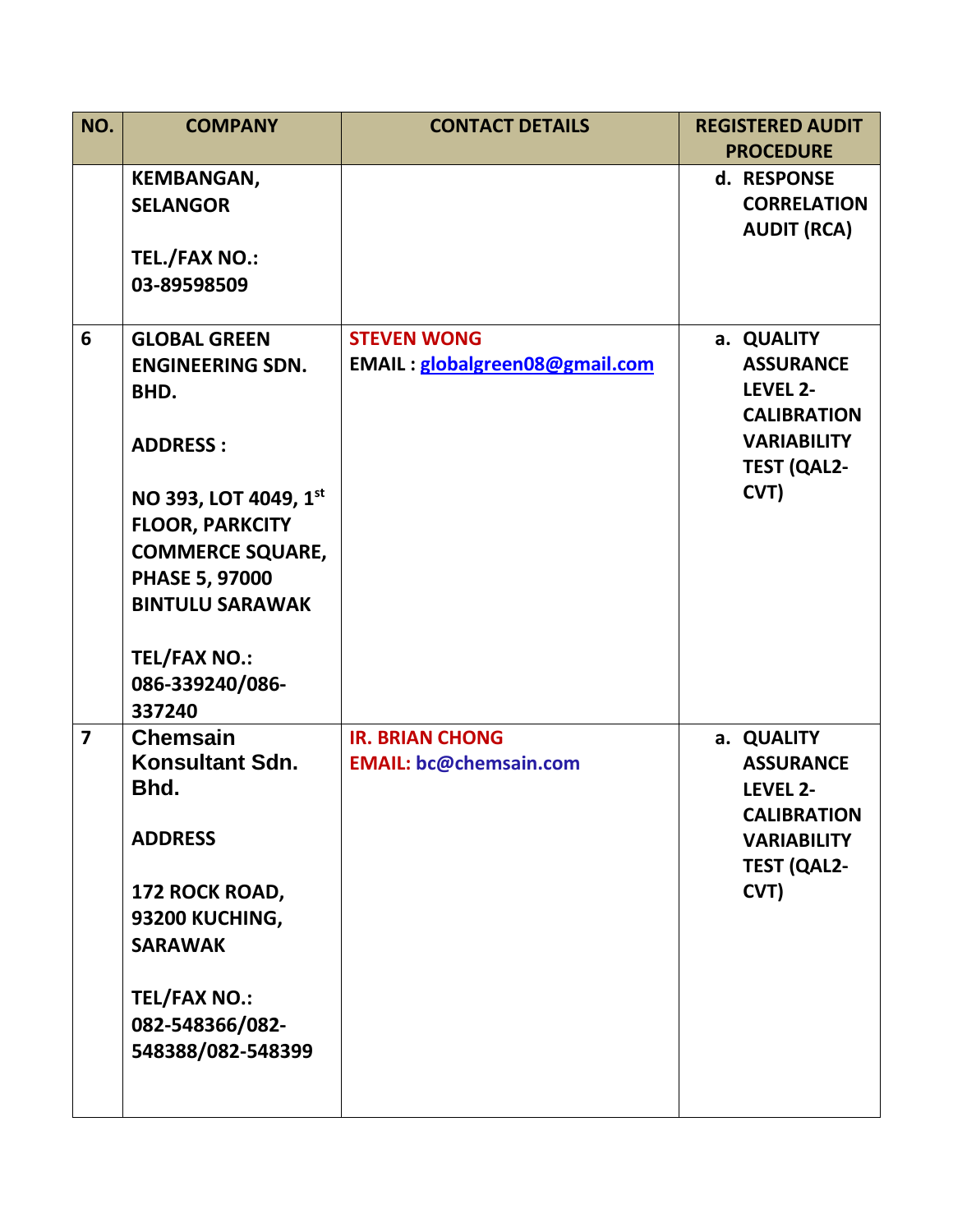| NO. | COMPANY | CONTACT DETAILS | REGISTERED AUDIT PROCEDURE |
|---|---|---|---|
| | **KEMBANGAN, SELANGOR**<br><br>**TEL./FAX NO.: 03-89598509** | | **d. RESPONSE CORRELATION AUDIT (RCA)** |
| **6** | **GLOBAL GREEN ENGINEERING SDN. BHD.**<br><br>**ADDRESS :**<br><br>**NO 393, LOT 4049, 1st FLOOR, PARKCITY COMMERCE SQUARE, PHASE 5, 97000 BINTULU SARAWAK**<br><br>**TEL/FAX NO.: 086-339240/086-337240** | **STEVEN WONG**<br>**EMAIL : globalgreen08@gmail.com** | **a. QUALITY ASSURANCE LEVEL 2- CALIBRATION VARIABILITY TEST (QAL2-CVT)** |
| **7** | **Chemsain Konsultant Sdn. Bhd.**<br><br>**ADDRESS**<br><br>**172 ROCK ROAD, 93200 KUCHING, SARAWAK**<br><br>**TEL/FAX NO.: 082-548366/082-548388/082-548399** | **IR. BRIAN CHONG**<br>**EMAIL: bc@chemsain.com** | **a. QUALITY ASSURANCE LEVEL 2- CALIBRATION VARIABILITY TEST (QAL2-CVT)** |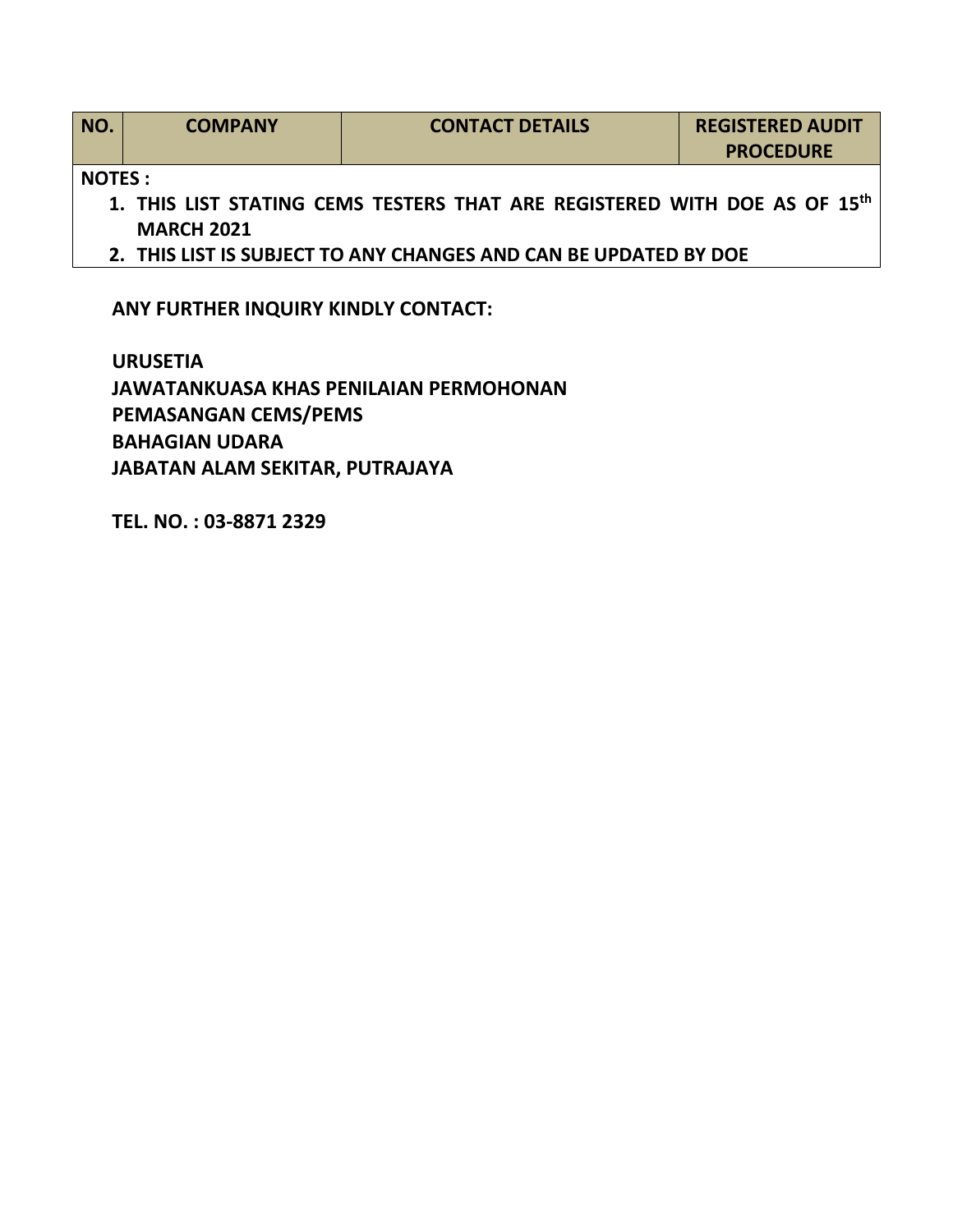| NO. | COMPANY | CONTACT DETAILS | REGISTERED AUDIT PROCEDURE |
| --- | --- | --- | --- |

**NOTES :**

1. **THIS LIST STATING CEMS TESTERS THAT ARE REGISTERED WITH DOE AS OF 15th MARCH 2021**
2. **THIS LIST IS SUBJECT TO ANY CHANGES AND CAN BE UPDATED BY DOE**

**ANY FURTHER INQUIRY KINDLY CONTACT:**

**URUSETIA**
**JAWATANKUASA KHAS PENILAIAN PERMOHONAN**
**PEMASANGAN CEMS/PEMS**
**BAHAGIAN UDARA**
**JABATAN ALAM SEKITAR, PUTRAJAYA**

**TEL. NO. : 03-8871 2329**